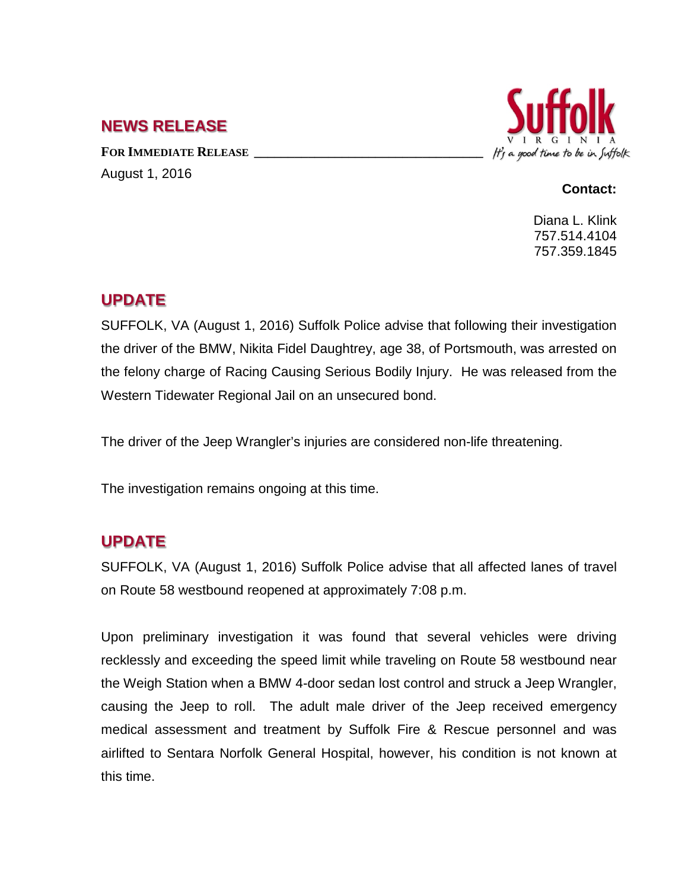## NEWS RELEASE

**FOR IMMEDIATE RELEASE**

August 1, 2016

Suffolk
VIRGINIA
It's a good time to be in Suffolk

**Contact:**

Diana L. Klink
757.514.4104
757.359.1845

## UPDATE

SUFFOLK, VA (August 1, 2016) Suffolk Police advise that following their investigation the driver of the BMW, Nikita Fidel Daughtrey, age 38, of Portsmouth, was arrested on the felony charge of Racing Causing Serious Bodily Injury. He was released from the Western Tidewater Regional Jail on an unsecured bond.

The driver of the Jeep Wrangler's injuries are considered non-life threatening.

The investigation remains ongoing at this time.

## UPDATE

SUFFOLK, VA (August 1, 2016) Suffolk Police advise that all affected lanes of travel on Route 58 westbound reopened at approximately 7:08 p.m.

Upon preliminary investigation it was found that several vehicles were driving recklessly and exceeding the speed limit while traveling on Route 58 westbound near the Weigh Station when a BMW 4-door sedan lost control and struck a Jeep Wrangler, causing the Jeep to roll. The adult male driver of the Jeep received emergency medical assessment and treatment by Suffolk Fire & Rescue personnel and was airlifted to Sentara Norfolk General Hospital, however, his condition is not known at this time.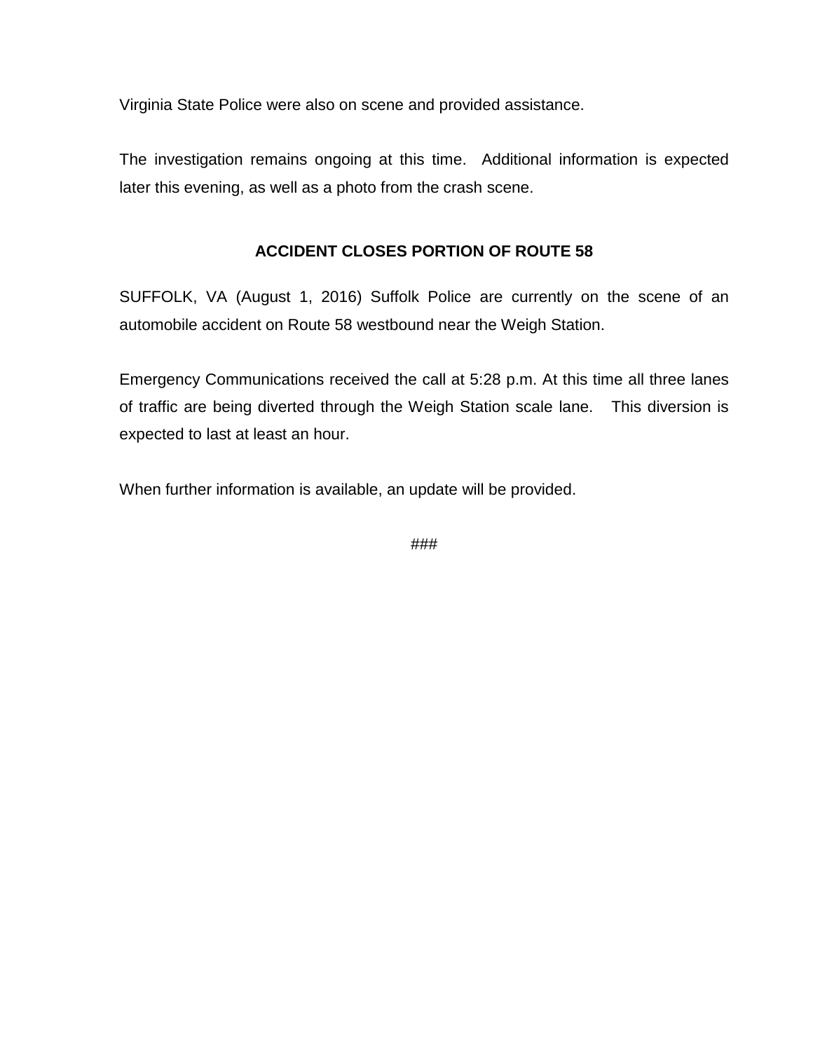Virginia State Police were also on scene and provided assistance.

The investigation remains ongoing at this time. Additional information is expected later this evening, as well as a photo from the crash scene.

## ACCIDENT CLOSES PORTION OF ROUTE 58

SUFFOLK, VA (August 1, 2016) Suffolk Police are currently on the scene of an automobile accident on Route 58 westbound near the Weigh Station.

Emergency Communications received the call at 5:28 p.m. At this time all three lanes of traffic are being diverted through the Weigh Station scale lane. This diversion is expected to last at least an hour.

When further information is available, an update will be provided.

###